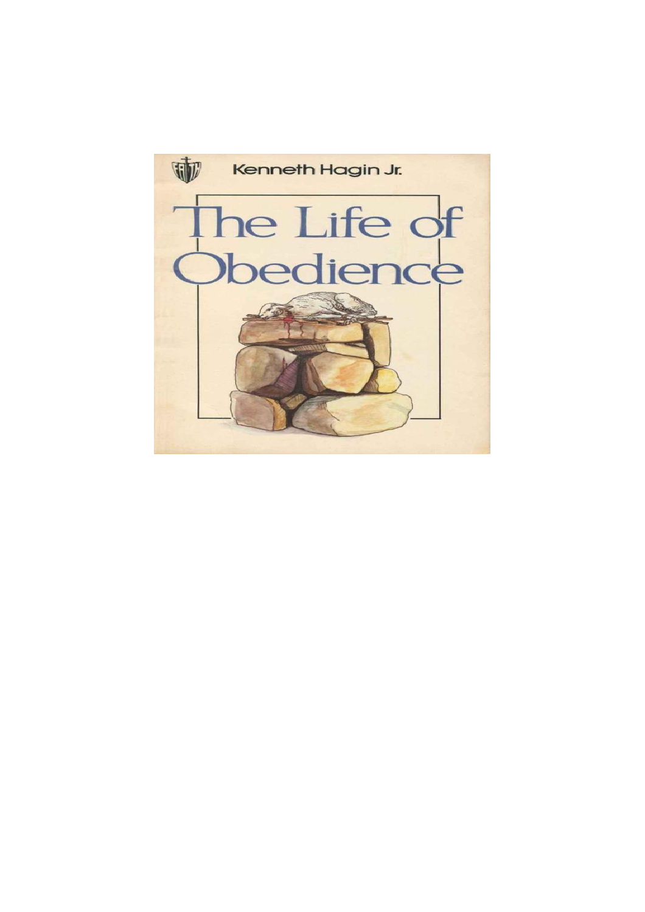Kenneth Hagin Jr.

# The Life of Obedience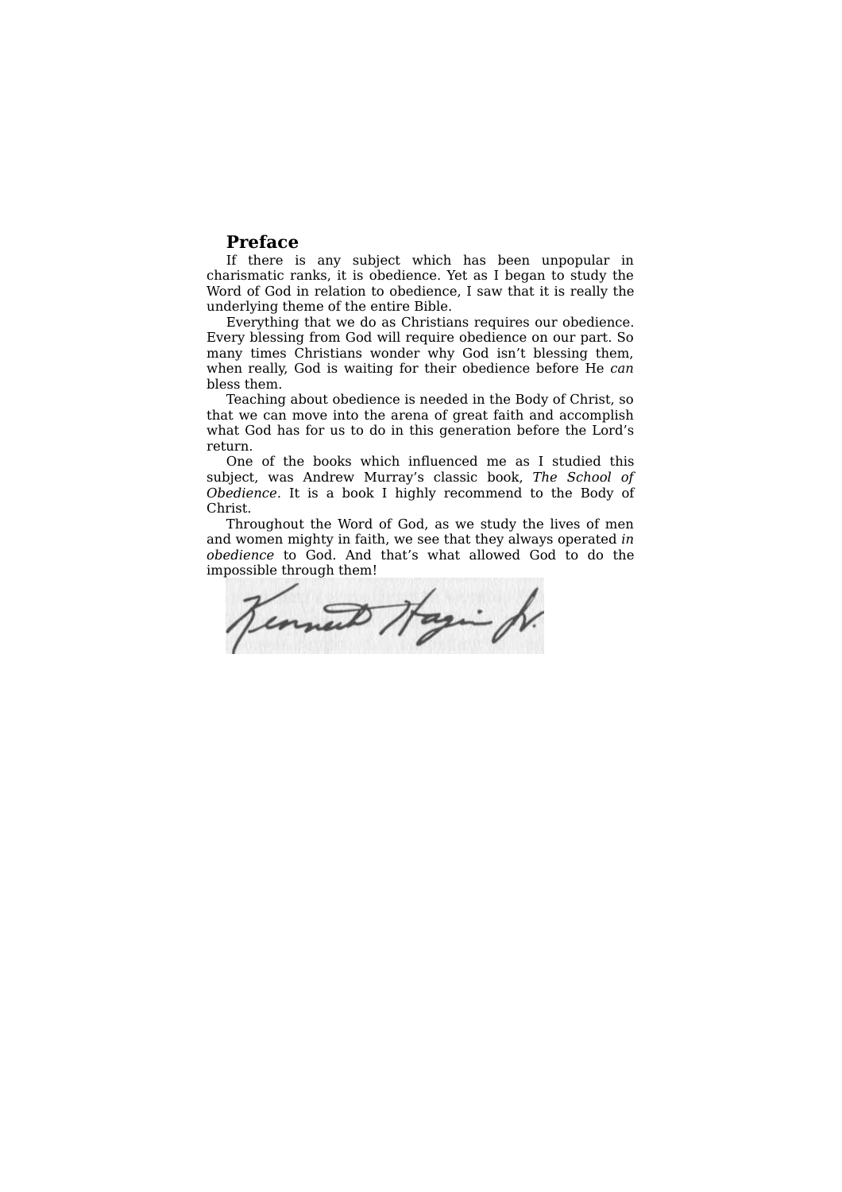## Preface

If there is any subject which has been unpopular in charismatic ranks, it is obedience. Yet as I began to study the Word of God in relation to obedience, I saw that it is really the underlying theme of the entire Bible.

Everything that we do as Christians requires our obedience. Every blessing from God will require obedience on our part. So many times Christians wonder why God isn't blessing them, when really, God is waiting for their obedience before He *can* bless them.

Teaching about obedience is needed in the Body of Christ, so that we can move into the arena of great faith and accomplish what God has for us to do in this generation before the Lord's return.

One of the books which influenced me as I studied this subject, was Andrew Murray's classic book, *The School of Obedience*. It is a book I highly recommend to the Body of Christ.

Throughout the Word of God, as we study the lives of men and women mighty in faith, we see that they always operated *in obedience* to God. And that's what allowed God to do the impossible through them!

Kenneth Hagin Jr.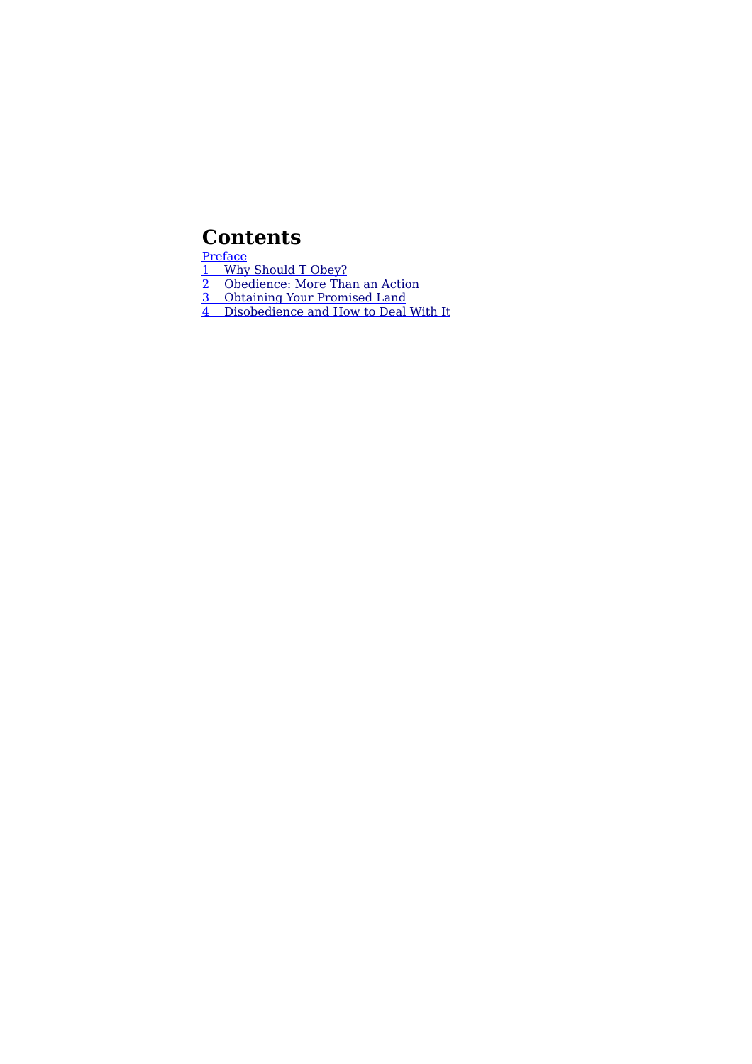# Contents

Preface
1 Why Should T Obey?
2 Obedience: More Than an Action
3 Obtaining Your Promised Land
4 Disobedience and How to Deal With It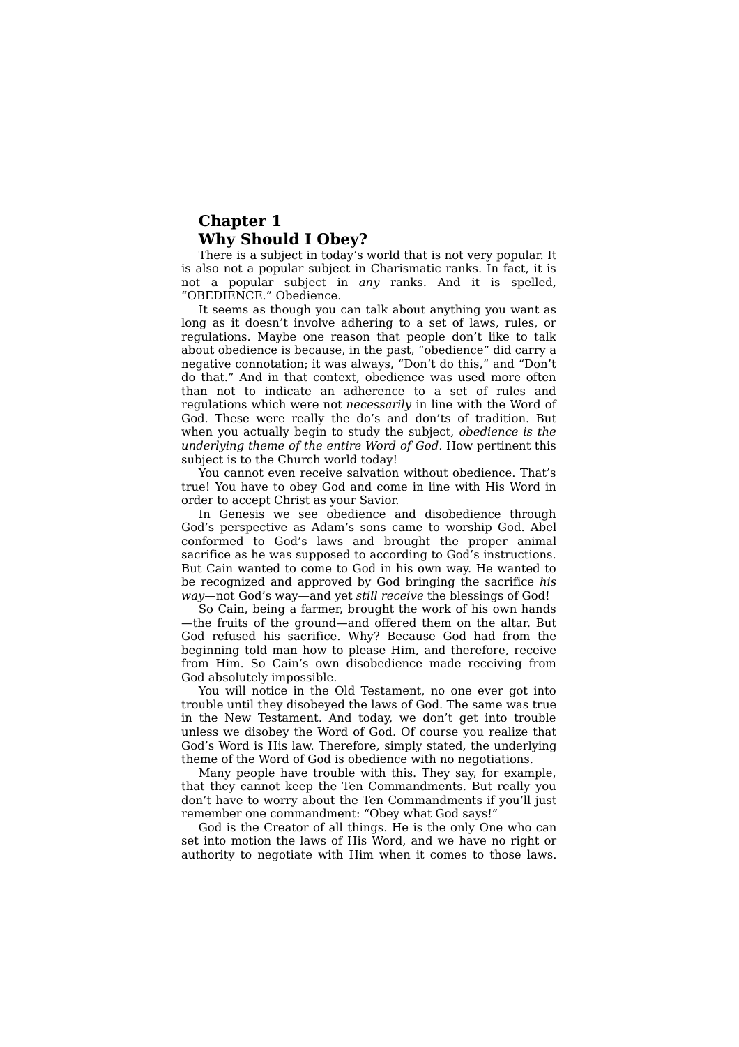# Chapter 1
# Why Should I Obey?

There is a subject in today's world that is not very popular. It is also not a popular subject in Charismatic ranks. In fact, it is not a popular subject in *any* ranks. And it is spelled, "OBEDIENCE." Obedience.

It seems as though you can talk about anything you want as long as it doesn't involve adhering to a set of laws, rules, or regulations. Maybe one reason that people don't like to talk about obedience is because, in the past, "obedience" did carry a negative connotation; it was always, "Don't do this," and "Don't do that." And in that context, obedience was used more often than not to indicate an adherence to a set of rules and regulations which were not *necessarily* in line with the Word of God. These were really the do's and don'ts of tradition. But when you actually begin to study the subject, *obedience is the underlying theme of the entire Word of God.* How pertinent this subject is to the Church world today!

You cannot even receive salvation without obedience. That's true! You have to obey God and come in line with His Word in order to accept Christ as your Savior.

In Genesis we see obedience and disobedience through God's perspective as Adam's sons came to worship God. Abel conformed to God's laws and brought the proper animal sacrifice as he was supposed to according to God's instructions. But Cain wanted to come to God in his own way. He wanted to be recognized and approved by God bringing the sacrifice *his way*—not God's way—and yet *still receive* the blessings of God!

So Cain, being a farmer, brought the work of his own hands—the fruits of the ground—and offered them on the altar. But God refused his sacrifice. Why? Because God had from the beginning told man how to please Him, and therefore, receive from Him. So Cain's own disobedience made receiving from God absolutely impossible.

You will notice in the Old Testament, no one ever got into trouble until they disobeyed the laws of God. The same was true in the New Testament. And today, we don't get into trouble unless we disobey the Word of God. Of course you realize that God's Word is His law. Therefore, simply stated, the underlying theme of the Word of God is obedience with no negotiations.

Many people have trouble with this. They say, for example, that they cannot keep the Ten Commandments. But really you don't have to worry about the Ten Commandments if you'll just remember one commandment: "Obey what God says!"

God is the Creator of all things. He is the only One who can set into motion the laws of His Word, and we have no right or authority to negotiate with Him when it comes to those laws.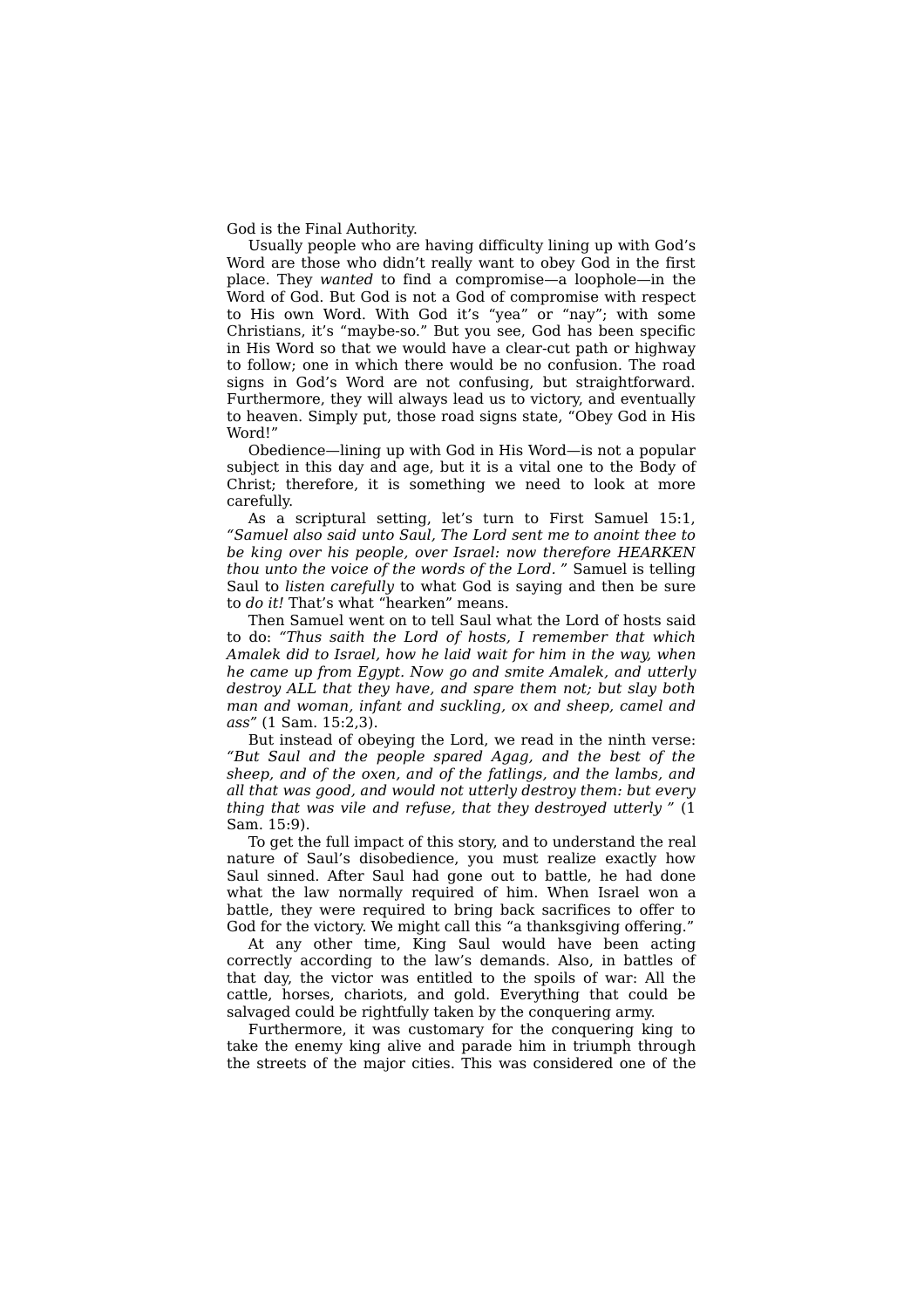God is the Final Authority.

Usually people who are having difficulty lining up with God's Word are those who didn't really want to obey God in the first place. They *wanted* to find a compromise—a loophole—in the Word of God. But God is not a God of compromise with respect to His own Word. With God it's "yea" or "nay"; with some Christians, it's "maybe-so." But you see, God has been specific in His Word so that we would have a clear-cut path or highway to follow; one in which there would be no confusion. The road signs in God's Word are not confusing, but straightforward. Furthermore, they will always lead us to victory, and eventually to heaven. Simply put, those road signs state, "Obey God in His Word!"

Obedience—lining up with God in His Word—is not a popular subject in this day and age, but it is a vital one to the Body of Christ; therefore, it is something we need to look at more carefully.

As a scriptural setting, let's turn to First Samuel 15:1, *"Samuel also said unto Saul, The Lord sent me to anoint thee to be king over his people, over Israel: now therefore HEARKEN thou unto the voice of the words of the Lord. "* Samuel is telling Saul to *listen carefully* to what God is saying and then be sure to *do it!* That's what "hearken" means.

Then Samuel went on to tell Saul what the Lord of hosts said to do: *"Thus saith the Lord of hosts, I remember that which Amalek did to Israel, how he laid wait for him in the way, when he came up from Egypt. Now go and smite Amalek, and utterly destroy ALL that they have, and spare them not; but slay both man and woman, infant and suckling, ox and sheep, camel and ass"* (1 Sam. 15:2,3).

But instead of obeying the Lord, we read in the ninth verse: *"But Saul and the people spared Agag, and the best of the sheep, and of the oxen, and of the fatlings, and the lambs, and all that was good, and would not utterly destroy them: but every thing that was vile and refuse, that they destroyed utterly "* (1 Sam. 15:9).

To get the full impact of this story, and to understand the real nature of Saul's disobedience, you must realize exactly how Saul sinned. After Saul had gone out to battle, he had done what the law normally required of him. When Israel won a battle, they were required to bring back sacrifices to offer to God for the victory. We might call this "a thanksgiving offering."

At any other time, King Saul would have been acting correctly according to the law's demands. Also, in battles of that day, the victor was entitled to the spoils of war: All the cattle, horses, chariots, and gold. Everything that could be salvaged could be rightfully taken by the conquering army.

Furthermore, it was customary for the conquering king to take the enemy king alive and parade him in triumph through the streets of the major cities. This was considered one of the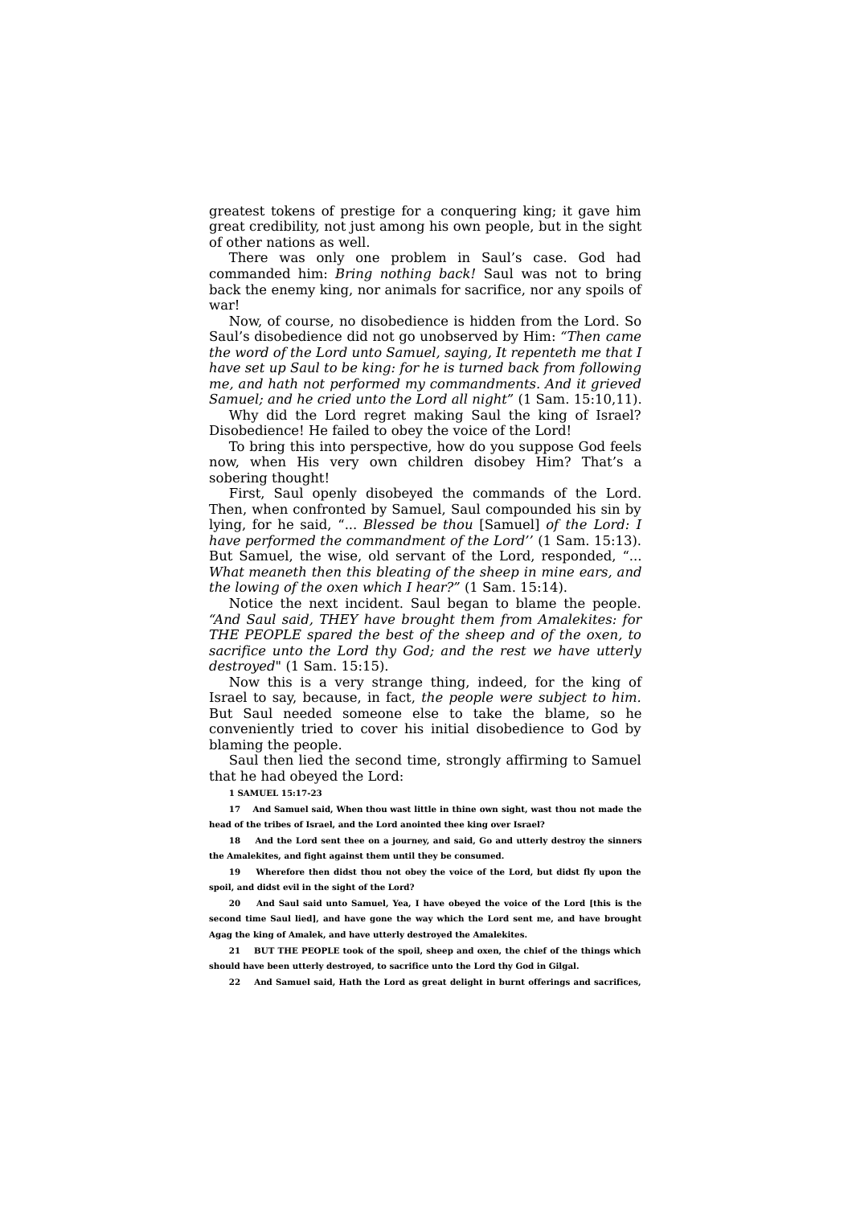greatest tokens of prestige for a conquering king; it gave him great credibility, not just among his own people, but in the sight of other nations as well.

There was only one problem in Saul's case. God had commanded him: *Bring nothing back!* Saul was not to bring back the enemy king, nor animals for sacrifice, nor any spoils of war!

Now, of course, no disobedience is hidden from the Lord. So Saul's disobedience did not go unobserved by Him: *"Then came the word of the Lord unto Samuel, saying, It repenteth me that I have set up Saul to be king: for he is turned back from following me, and hath not performed my commandments. And it grieved Samuel; and he cried unto the Lord all night"* (1 Sam. 15:10,11).

Why did the Lord regret making Saul the king of Israel? Disobedience! He failed to obey the voice of the Lord!

To bring this into perspective, how do you suppose God feels now, when His very own children disobey Him? That's a sobering thought!

First, Saul openly disobeyed the commands of the Lord. Then, when confronted by Samuel, Saul compounded his sin by lying, for he said, "... *Blessed be thou* [Samuel] *of the Lord: I have performed the commandment of the Lord''* (1 Sam. 15:13). But Samuel, the wise, old servant of the Lord, responded, "... *What meaneth then this bleating of the sheep in mine ears, and the lowing of the oxen which I hear?*" (1 Sam. 15:14).

Notice the next incident. Saul began to blame the people. *"And Saul said, THEY have brought them from Amalekites: for THE PEOPLE spared the best of the sheep and of the oxen, to sacrifice unto the Lord thy God; and the rest we have utterly destroyed*" (1 Sam. 15:15).

Now this is a very strange thing, indeed, for the king of Israel to say, because, in fact, *the people were subject to him.* But Saul needed someone else to take the blame, so he conveniently tried to cover his initial disobedience to God by blaming the people.

Saul then lied the second time, strongly affirming to Samuel that he had obeyed the Lord:

**1 SAMUEL 15:17-23**

**17 And Samuel said, When thou wast little in thine own sight, wast thou not made the head of the tribes of Israel, and the Lord anointed thee king over Israel?**

**18 And the Lord sent thee on a journey, and said, Go and utterly destroy the sinners the Amalekites, and fight against them until they be consumed.**

**19 Wherefore then didst thou not obey the voice of the Lord, but didst fly upon the spoil, and didst evil in the sight of the Lord?**

**20 And Saul said unto Samuel, Yea, I have obeyed the voice of the Lord [this is the second time Saul lied], and have gone the way which the Lord sent me, and have brought Agag the king of Amalek, and have utterly destroyed the Amalekites.**

**21 BUT THE PEOPLE took of the spoil, sheep and oxen, the chief of the things which should have been utterly destroyed, to sacrifice unto the Lord thy God in Gilgal.**

**22 And Samuel said, Hath the Lord as great delight in burnt offerings and sacrifices,**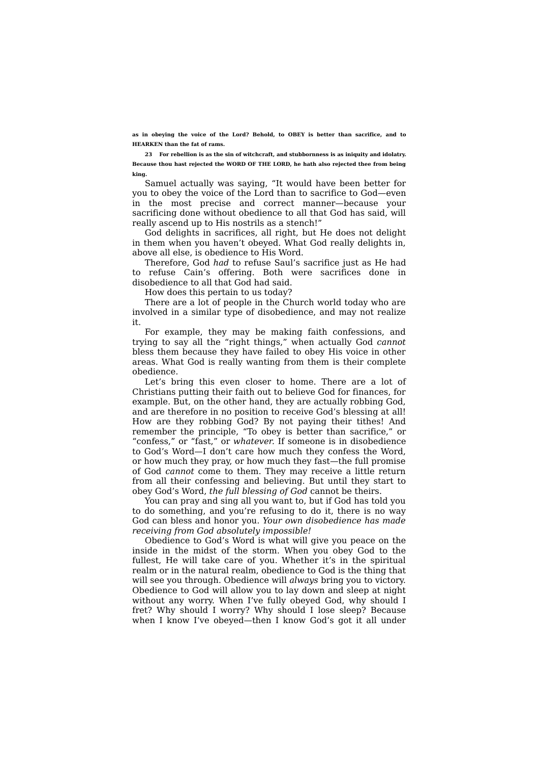**as in obeying the voice of the Lord? Behold, to OBEY is better than sacrifice, and to HEARKEN than the fat of rams.**

**23 For rebellion is as the sin of witchcraft, and stubbornness is as iniquity and idolatry. Because thou hast rejected the WORD OF THE LORD, he hath also rejected thee from being king.**

Samuel actually was saying, "It would have been better for you to obey the voice of the Lord than to sacrifice to God—even in the most precise and correct manner—because your sacrificing done without obedience to all that God has said, will really ascend up to His nostrils as a stench!"

God delights in sacrifices, all right, but He does not delight in them when you haven't obeyed. What God really delights in, above all else, is obedience to His Word.

Therefore, God *had* to refuse Saul's sacrifice just as He had to refuse Cain's offering. Both were sacrifices done in disobedience to all that God had said.

How does this pertain to us today?

There are a lot of people in the Church world today who are involved in a similar type of disobedience, and may not realize it.

For example, they may be making faith confessions, and trying to say all the "right things," when actually God *cannot* bless them because they have failed to obey His voice in other areas. What God is really wanting from them is their complete obedience.

Let's bring this even closer to home. There are a lot of Christians putting their faith out to believe God for finances, for example. But, on the other hand, they are actually robbing God, and are therefore in no position to receive God's blessing at all! How are they robbing God? By not paying their tithes! And remember the principle, "To obey is better than sacrifice," or "confess," or "fast," or *whatever*. If someone is in disobedience to God's Word—I don't care how much they confess the Word, or how much they pray, or how much they fast—the full promise of God *cannot* come to them. They may receive a little return from all their confessing and believing. But until they start to obey God's Word, *the full blessing of God* cannot be theirs.

You can pray and sing all you want to, but if God has told you to do something, and you're refusing to do it, there is no way God can bless and honor you. *Your own disobedience has made receiving from God absolutely impossible!*

Obedience to God's Word is what will give you peace on the inside in the midst of the storm. When you obey God to the fullest, He will take care of you. Whether it's in the spiritual realm or in the natural realm, obedience to God is the thing that will see you through. Obedience will *always* bring you to victory. Obedience to God will allow you to lay down and sleep at night without any worry. When I've fully obeyed God, why should I fret? Why should I worry? Why should I lose sleep? Because when I know I've obeyed—then I know God's got it all under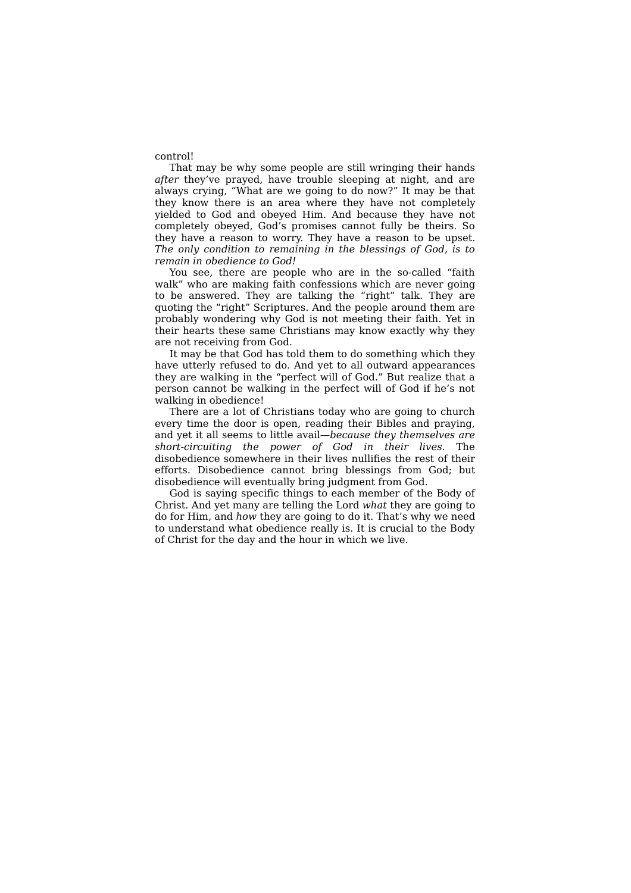control!

That may be why some people are still wringing their hands *after* they've prayed, have trouble sleeping at night, and are always crying, "What are we going to do now?" It may be that they know there is an area where they have not completely yielded to God and obeyed Him. And because they have not completely obeyed, God's promises cannot fully be theirs. So they have a reason to worry. They have a reason to be upset. *The only condition to remaining in the blessings of God, is to remain in obedience to God!*

You see, there are people who are in the so-called "faith walk" who are making faith confessions which are never going to be answered. They are talking the "right" talk. They are quoting the "right" Scriptures. And the people around them are probably wondering why God is not meeting their faith. Yet in their hearts these same Christians may know exactly why they are not receiving from God.

It may be that God has told them to do something which they have utterly refused to do. And yet to all outward appearances they are walking in the "perfect will of God." But realize that a person cannot be walking in the perfect will of God if he's not walking in obedience!

There are a lot of Christians today who are going to church every time the door is open, reading their Bibles and praying, and yet it all seems to little avail—*because they themselves are short-circuiting the power of God in their lives.* The disobedience somewhere in their lives nullifies the rest of their efforts. Disobedience cannot bring blessings from God; but disobedience will eventually bring judgment from God.

God is saying specific things to each member of the Body of Christ. And yet many are telling the Lord *what* they are going to do for Him, and *how* they are going to do it. That's why we need to understand what obedience really is. It is crucial to the Body of Christ for the day and the hour in which we live.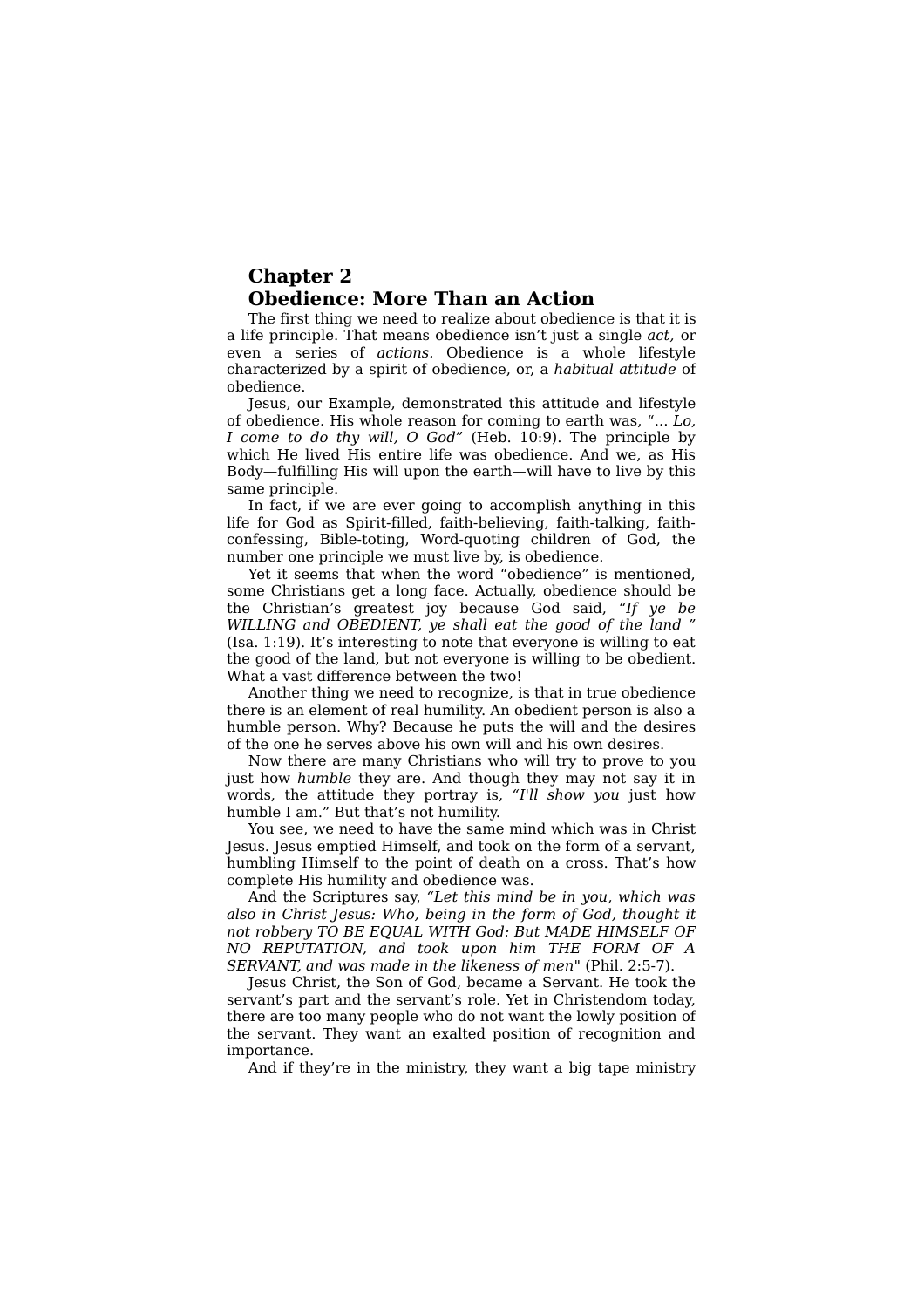# Chapter 2
# Obedience: More Than an Action

The first thing we need to realize about obedience is that it is a life principle. That means obedience isn't just a single *act,* or even a series of *actions.* Obedience is a whole lifestyle characterized by a spirit of obedience, or, a *habitual attitude* of obedience.

Jesus, our Example, demonstrated this attitude and lifestyle of obedience. His whole reason for coming to earth was, "... *Lo, I come to do thy will, O God"* (Heb. 10:9). The principle by which He lived His entire life was obedience. And we, as His Body—fulfilling His will upon the earth—will have to live by this same principle.

In fact, if we are ever going to accomplish anything in this life for God as Spirit-filled, faith-believing, faith-talking, faith-confessing, Bible-toting, Word-quoting children of God, the number one principle we must live by, is obedience.

Yet it seems that when the word "obedience" is mentioned, some Christians get a long face. Actually, obedience should be the Christian's greatest joy because God said, *"If ye be WILLING and OBEDIENT, ye shall eat the good of the land "* (Isa. 1:19). It's interesting to note that everyone is willing to eat the good of the land, but not everyone is willing to be obedient. What a vast difference between the two!

Another thing we need to recognize, is that in true obedience there is an element of real humility. An obedient person is also a humble person. Why? Because he puts the will and the desires of the one he serves above his own will and his own desires.

Now there are many Christians who will try to prove to you just how *humble* they are. And though they may not say it in words, the attitude they portray is, *"I'll show you* just how humble I am." But that's not humility.

You see, we need to have the same mind which was in Christ Jesus. Jesus emptied Himself, and took on the form of a servant, humbling Himself to the point of death on a cross. That's how complete His humility and obedience was.

And the Scriptures say, *"Let this mind be in you, which was also in Christ Jesus: Who, being in the form of God, thought it not robbery TO BE EQUAL WITH God: But MADE HIMSELF OF NO REPUTATION, and took upon him THE FORM OF A SERVANT, and was made in the likeness of men*" (Phil. 2:5-7).

Jesus Christ, the Son of God, became a Servant. He took the servant's part and the servant's role. Yet in Christendom today, there are too many people who do not want the lowly position of the servant. They want an exalted position of recognition and importance.

And if they're in the ministry, they want a big tape ministry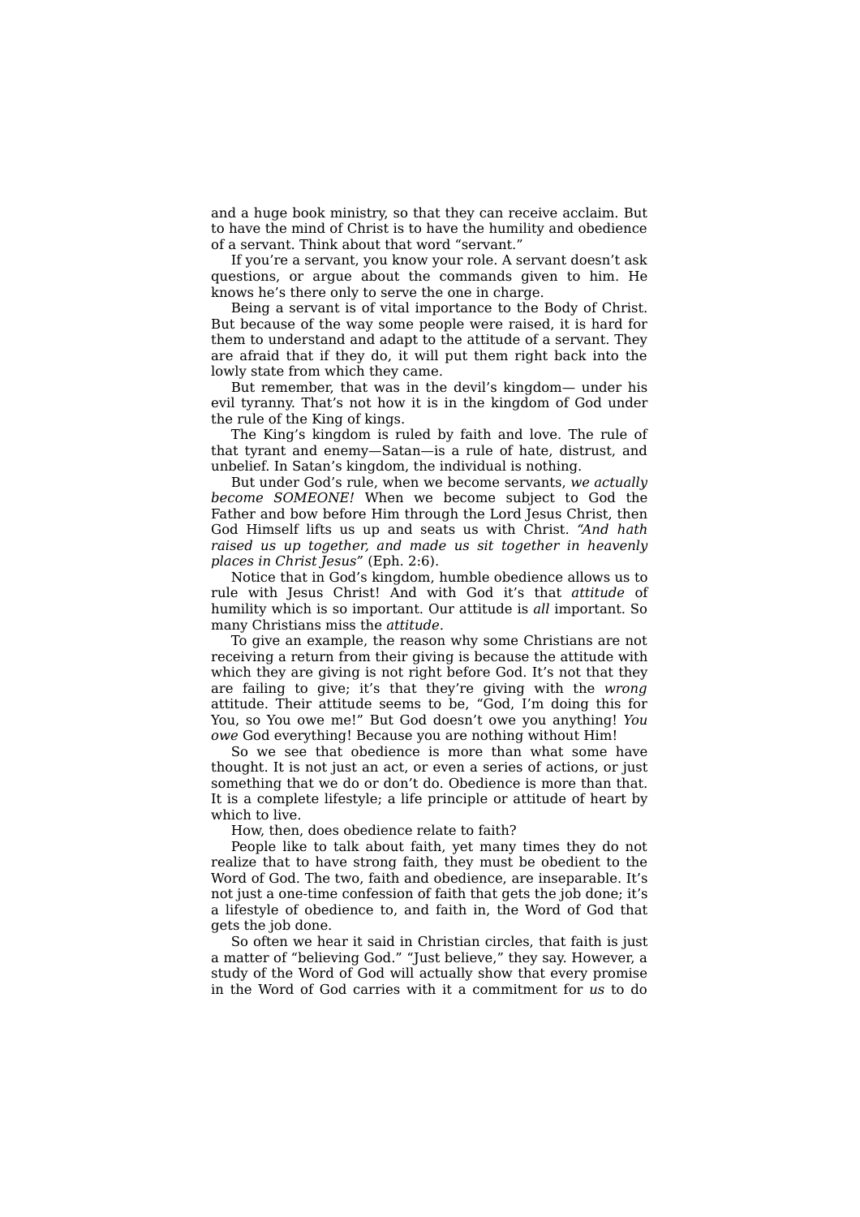and a huge book ministry, so that they can receive acclaim. But to have the mind of Christ is to have the humility and obedience of a servant. Think about that word "servant."

If you're a servant, you know your role. A servant doesn't ask questions, or argue about the commands given to him. He knows he's there only to serve the one in charge.

Being a servant is of vital importance to the Body of Christ. But because of the way some people were raised, it is hard for them to understand and adapt to the attitude of a servant. They are afraid that if they do, it will put them right back into the lowly state from which they came.

But remember, that was in the devil's kingdom— under his evil tyranny. That's not how it is in the kingdom of God under the rule of the King of kings.

The King's kingdom is ruled by faith and love. The rule of that tyrant and enemy—Satan—is a rule of hate, distrust, and unbelief. In Satan's kingdom, the individual is nothing.

But under God's rule, when we become servants, *we actually become SOMEONE!* When we become subject to God the Father and bow before Him through the Lord Jesus Christ, then God Himself lifts us up and seats us with Christ. *"And hath raised us up together, and made us sit together in heavenly places in Christ Jesus"* (Eph. 2:6).

Notice that in God's kingdom, humble obedience allows us to rule with Jesus Christ! And with God it's that *attitude* of humility which is so important. Our attitude is *all* important. So many Christians miss the *attitude.*

To give an example, the reason why some Christians are not receiving a return from their giving is because the attitude with which they are giving is not right before God. It's not that they are failing to give; it's that they're giving with the *wrong* attitude. Their attitude seems to be, "God, I'm doing this for You, so You owe me!" But God doesn't owe you anything! *You owe* God everything! Because you are nothing without Him!

So we see that obedience is more than what some have thought. It is not just an act, or even a series of actions, or just something that we do or don't do. Obedience is more than that. It is a complete lifestyle; a life principle or attitude of heart by which to live.

How, then, does obedience relate to faith?

People like to talk about faith, yet many times they do not realize that to have strong faith, they must be obedient to the Word of God. The two, faith and obedience, are inseparable. It's not just a one-time confession of faith that gets the job done; it's a lifestyle of obedience to, and faith in, the Word of God that gets the job done.

So often we hear it said in Christian circles, that faith is just a matter of "believing God." "Just believe," they say. However, a study of the Word of God will actually show that every promise in the Word of God carries with it a commitment for *us* to do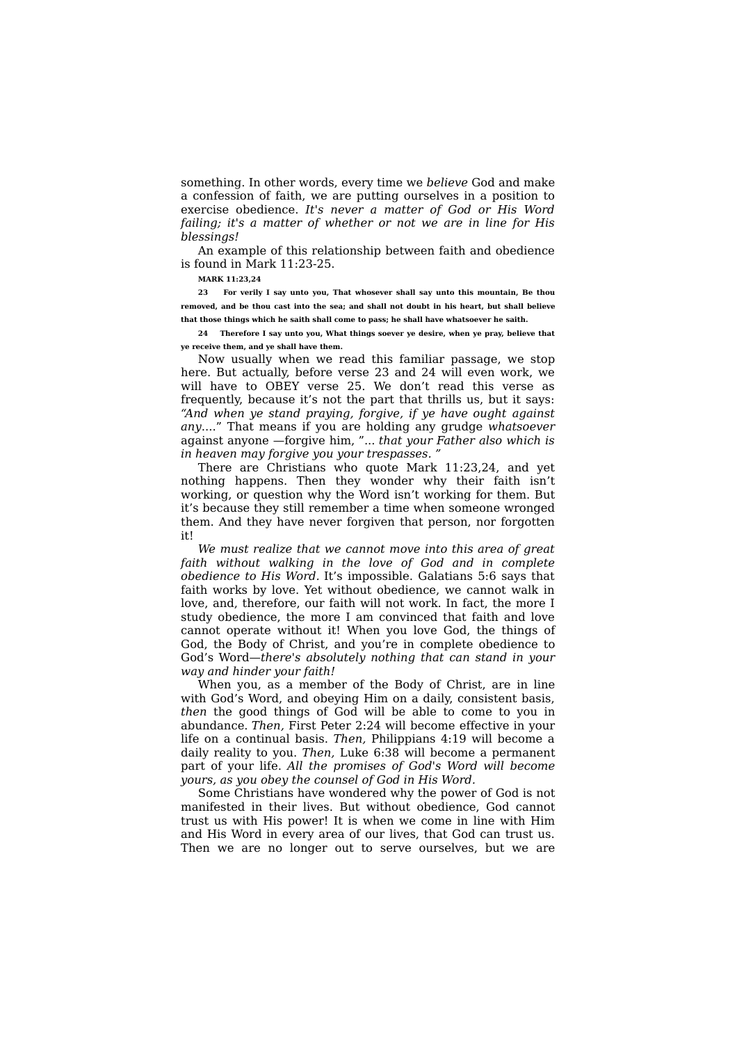something. In other words, every time we *believe* God and make a confession of faith, we are putting ourselves in a position to exercise obedience. *It's never a matter of God or His Word failing; it's a matter of whether or not we are in line for His blessings!*

An example of this relationship between faith and obedience is found in Mark 11:23-25.

**MARK 11:23,24**

**23 For verily I say unto you, That whosever shall say unto this mountain, Be thou removed, and be thou cast into the sea; and shall not doubt in his heart, but shall believe that those things which he saith shall come to pass; he shall have whatsoever he saith.**

**24 Therefore I say unto you, What things soever ye desire, when ye pray, believe that ye receive them, and ye shall have them.**

Now usually when we read this familiar passage, we stop here. But actually, before verse 23 and 24 will even work, we will have to OBEY verse 25. We don't read this verse as frequently, because it's not the part that thrills us, but it says: *"And when ye stand praying, forgive, if ye have ought against any....*" That means if you are holding any grudge *whatsoever* against anyone —forgive him, "... *that your Father also which is in heaven may forgive you your trespasses.* "

There are Christians who quote Mark 11:23,24, and yet nothing happens. Then they wonder why their faith isn't working, or question why the Word isn't working for them. But it's because they still remember a time when someone wronged them. And they have never forgiven that person, nor forgotten it!

*We must realize that we cannot move into this area of great faith without walking in the love of God and in complete obedience to His Word.* It's impossible. Galatians 5:6 says that faith works by love. Yet without obedience, we cannot walk in love, and, therefore, our faith will not work. In fact, the more I study obedience, the more I am convinced that faith and love cannot operate without it! When you love God, the things of God, the Body of Christ, and you're in complete obedience to God's Word—*there's absolutely nothing that can stand in your way and hinder your faith!*

When you, as a member of the Body of Christ, are in line with God's Word, and obeying Him on a daily, consistent basis, *then* the good things of God will be able to come to you in abundance. *Then,* First Peter 2:24 will become effective in your life on a continual basis. *Then,* Philippians 4:19 will become a daily reality to you. *Then,* Luke 6:38 will become a permanent part of your life. *All the promises of God's Word will become yours, as you obey the counsel of God in His Word.*

Some Christians have wondered why the power of God is not manifested in their lives. But without obedience, God cannot trust us with His power! It is when we come in line with Him and His Word in every area of our lives, that God can trust us. Then we are no longer out to serve ourselves, but we are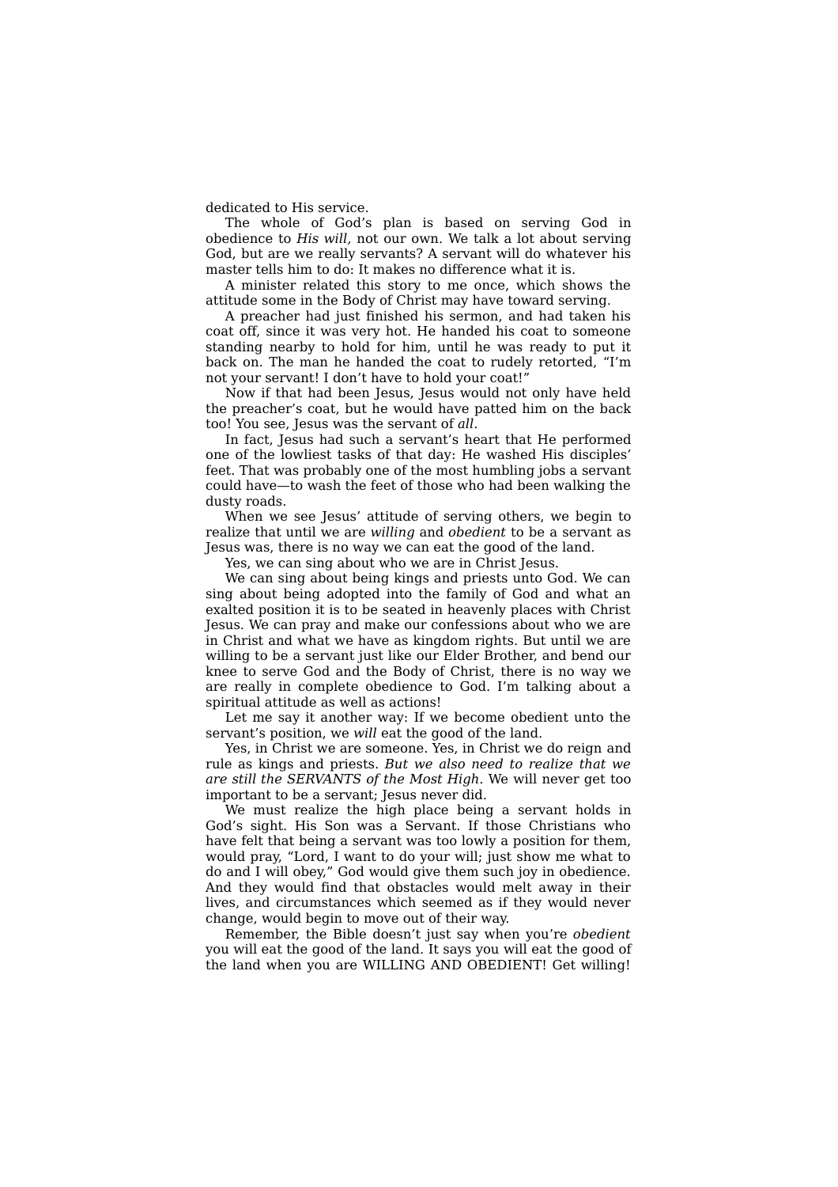dedicated to His service.

The whole of God's plan is based on serving God in obedience to *His will*, not our own. We talk a lot about serving God, but are we really servants? A servant will do whatever his master tells him to do: It makes no difference what it is.

A minister related this story to me once, which shows the attitude some in the Body of Christ may have toward serving.

A preacher had just finished his sermon, and had taken his coat off, since it was very hot. He handed his coat to someone standing nearby to hold for him, until he was ready to put it back on. The man he handed the coat to rudely retorted, "I'm not your servant! I don't have to hold your coat!"

Now if that had been Jesus, Jesus would not only have held the preacher's coat, but he would have patted him on the back too! You see, Jesus was the servant of *all*.

In fact, Jesus had such a servant's heart that He performed one of the lowliest tasks of that day: He washed His disciples' feet. That was probably one of the most humbling jobs a servant could have—to wash the feet of those who had been walking the dusty roads.

When we see Jesus' attitude of serving others, we begin to realize that until we are *willing* and *obedient* to be a servant as Jesus was, there is no way we can eat the good of the land.

Yes, we can sing about who we are in Christ Jesus.

We can sing about being kings and priests unto God. We can sing about being adopted into the family of God and what an exalted position it is to be seated in heavenly places with Christ Jesus. We can pray and make our confessions about who we are in Christ and what we have as kingdom rights. But until we are willing to be a servant just like our Elder Brother, and bend our knee to serve God and the Body of Christ, there is no way we are really in complete obedience to God. I'm talking about a spiritual attitude as well as actions!

Let me say it another way: If we become obedient unto the servant's position, we *will* eat the good of the land.

Yes, in Christ we are someone. Yes, in Christ we do reign and rule as kings and priests. *But we also need to realize that we are still the SERVANTS of the Most High*. We will never get too important to be a servant; Jesus never did.

We must realize the high place being a servant holds in God's sight. His Son was a Servant. If those Christians who have felt that being a servant was too lowly a position for them, would pray, "Lord, I want to do your will; just show me what to do and I will obey," God would give them such joy in obedience. And they would find that obstacles would melt away in their lives, and circumstances which seemed as if they would never change, would begin to move out of their way.

Remember, the Bible doesn't just say when you're *obedient* you will eat the good of the land. It says you will eat the good of the land when you are WILLING AND OBEDIENT! Get willing!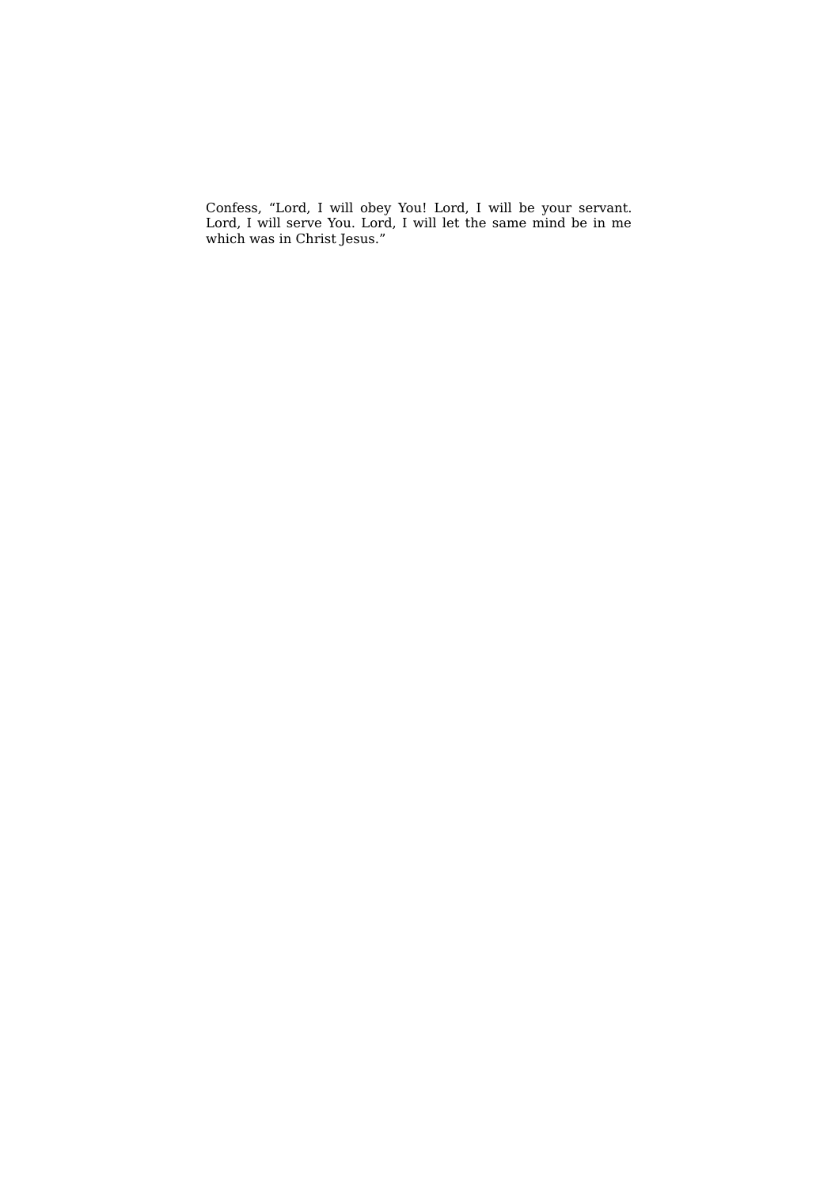Confess, "Lord, I will obey You! Lord, I will be your servant. Lord, I will serve You. Lord, I will let the same mind be in me which was in Christ Jesus."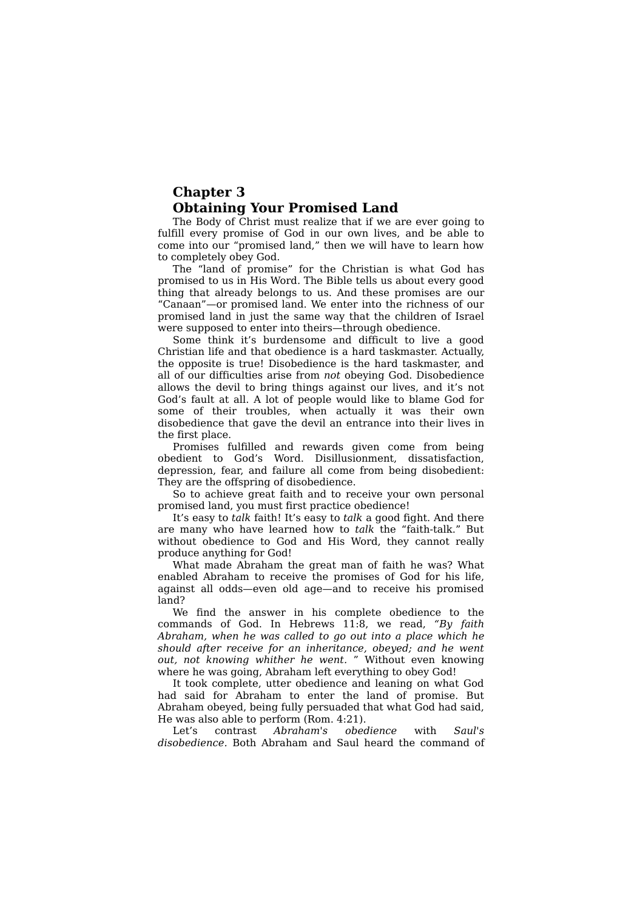# Chapter 3
# Obtaining Your Promised Land

The Body of Christ must realize that if we are ever going to fulfill every promise of God in our own lives, and be able to come into our "promised land," then we will have to learn how to completely obey God.

The "land of promise" for the Christian is what God has promised to us in His Word. The Bible tells us about every good thing that already belongs to us. And these promises are our "Canaan"—or promised land. We enter into the richness of our promised land in just the same way that the children of Israel were supposed to enter into theirs—through obedience.

Some think it's burdensome and difficult to live a good Christian life and that obedience is a hard taskmaster. Actually, the opposite is true! Disobedience is the hard taskmaster, and all of our difficulties arise from *not* obeying God. Disobedience allows the devil to bring things against our lives, and it's not God's fault at all. A lot of people would like to blame God for some of their troubles, when actually it was their own disobedience that gave the devil an entrance into their lives in the first place.

Promises fulfilled and rewards given come from being obedient to God's Word. Disillusionment, dissatisfaction, depression, fear, and failure all come from being disobedient: They are the offspring of disobedience.

So to achieve great faith and to receive your own personal promised land, you must first practice obedience!

It's easy to *talk* faith! It's easy to *talk* a good fight. And there are many who have learned how to *talk* the "faith-talk." But without obedience to God and His Word, they cannot really produce anything for God!

What made Abraham the great man of faith he was? What enabled Abraham to receive the promises of God for his life, against all odds—even old age—and to receive his promised land?

We find the answer in his complete obedience to the commands of God. In Hebrews 11:8, we read, *"By faith Abraham, when he was called to go out into a place which he should after receive for an inheritance, obeyed; and he went out, not knowing whither he went.* " Without even knowing where he was going, Abraham left everything to obey God!

It took complete, utter obedience and leaning on what God had said for Abraham to enter the land of promise. But Abraham obeyed, being fully persuaded that what God had said, He was also able to perform (Rom. 4:21).

Let's contrast *Abraham's obedience* with *Saul's disobedience*. Both Abraham and Saul heard the command of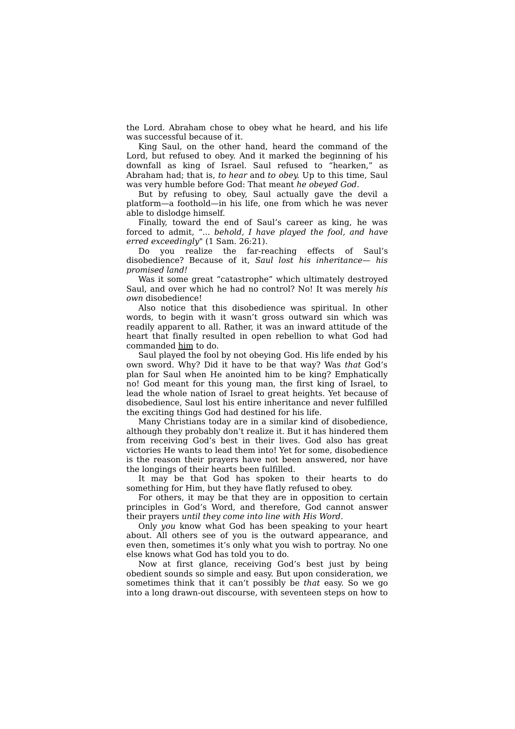the Lord. Abraham chose to obey what he heard, and his life was successful because of it.

King Saul, on the other hand, heard the command of the Lord, but refused to obey. And it marked the beginning of his downfall as king of Israel. Saul refused to “hearken,” as Abraham had; that is, *to hear* and *to obey*. Up to this time, Saul was very humble before God: That meant *he obeyed God.*

But by refusing to obey, Saul actually gave the devil a platform—a foothold—in his life, one from which he was never able to dislodge himself.

Finally, toward the end of Saul’s career as king, he was forced to admit, “*... behold, I have played the fool, and have erred exceedingly*" (1 Sam. 26:21).

Do you realize the far-reaching effects of Saul’s disobedience? Because of it, *Saul lost his inheritance— his promised land!*

Was it some great “catastrophe” which ultimately destroyed Saul, and over which he had no control? No! It was merely *his own* disobedience!

Also notice that this disobedience was spiritual. In other words, to begin with it wasn’t gross outward sin which was readily apparent to all. Rather, it was an inward attitude of the heart that finally resulted in open rebellion to what God had commanded him to do.

Saul played the fool by not obeying God. His life ended by his own sword. Why? Did it have to be that way? Was *that* God’s plan for Saul when He anointed him to be king? Emphatically no! God meant for this young man, the first king of Israel, to lead the whole nation of Israel to great heights. Yet because of disobedience, Saul lost his entire inheritance and never fulfilled the exciting things God had destined for his life.

Many Christians today are in a similar kind of disobedience, although they probably don’t realize it. But it has hindered them from receiving God’s best in their lives. God also has great victories He wants to lead them into! Yet for some, disobedience is the reason their prayers have not been answered, nor have the longings of their hearts been fulfilled.

It may be that God has spoken to their hearts to do something for Him, but they have flatly refused to obey.

For others, it may be that they are in opposition to certain principles in God’s Word, and therefore, God cannot answer their prayers *until they come into line with His Word.*

Only *you* know what God has been speaking to your heart about. All others see of you is the outward appearance, and even then, sometimes it’s only what you wish to portray. No one else knows what God has told you to do.

Now at first glance, receiving God’s best just by being obedient sounds so simple and easy. But upon consideration, we sometimes think that it can’t possibly be *that* easy. So we go into a long drawn-out discourse, with seventeen steps on how to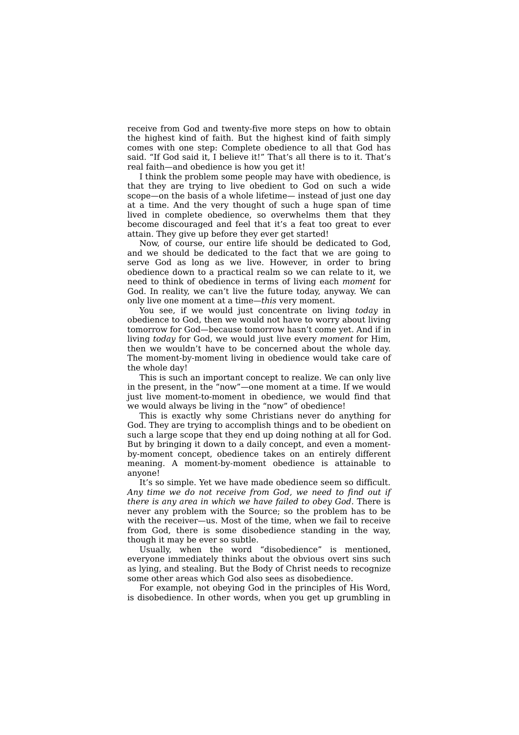receive from God and twenty-five more steps on how to obtain the highest kind of faith. But the highest kind of faith simply comes with one step: Complete obedience to all that God has said. "If God said it, I believe it!" That's all there is to it. That's real faith—and obedience is how you get it!

I think the problem some people may have with obedience, is that they are trying to live obedient to God on such a wide scope—on the basis of a whole lifetime— instead of just one day at a time. And the very thought of such a huge span of time lived in complete obedience, so overwhelms them that they become discouraged and feel that it's a feat too great to ever attain. They give up before they ever get started!

Now, of course, our entire life should be dedicated to God, and we should be dedicated to the fact that we are going to serve God as long as we live. However, in order to bring obedience down to a practical realm so we can relate to it, we need to think of obedience in terms of living each *moment* for God. In reality, we can't live the future today, anyway. We can only live one moment at a time—*this* very moment.

You see, if we would just concentrate on living *today* in obedience to God, then we would not have to worry about living tomorrow for God—because tomorrow hasn't come yet. And if in living *today* for God, we would just live every *moment* for Him, then we wouldn't have to be concerned about the whole day. The moment-by-moment living in obedience would take care of the whole day!

This is such an important concept to realize. We can only live in the present, in the "now"—one moment at a time. If we would just live moment-to-moment in obedience, we would find that we would always be living in the "now" of obedience!

This is exactly why some Christians never do anything for God. They are trying to accomplish things and to be obedient on such a large scope that they end up doing nothing at all for God. But by bringing it down to a daily concept, and even a moment-by-moment concept, obedience takes on an entirely different meaning. A moment-by-moment obedience is attainable to anyone!

It's so simple. Yet we have made obedience seem so difficult. *Any time we do not receive from God, we need to find out if there is any area in which we have failed to obey God.* There is never any problem with the Source; so the problem has to be with the receiver—us. Most of the time, when we fail to receive from God, there is some disobedience standing in the way, though it may be ever so subtle.

Usually, when the word "disobedience" is mentioned, everyone immediately thinks about the obvious overt sins such as lying, and stealing. But the Body of Christ needs to recognize some other areas which God also sees as disobedience.

For example, not obeying God in the principles of His Word, is disobedience. In other words, when you get up grumbling in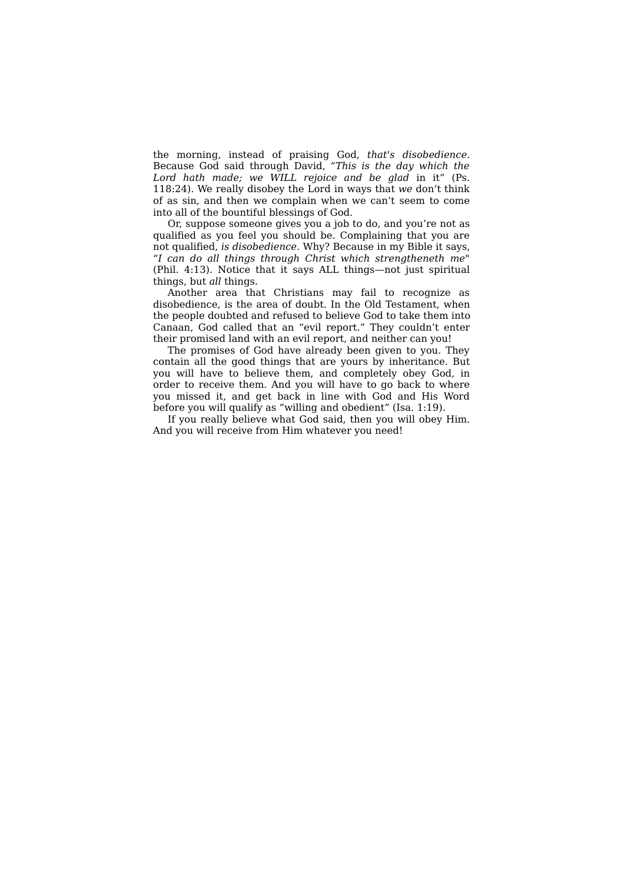the morning, instead of praising God, *that's disobedience*. Because God said through David, *"This is the day which the Lord hath made; we WILL rejoice and be glad* in it" (Ps. 118:24). We really disobey the Lord in ways that *we* don't think of as sin, and then we complain when we can't seem to come into all of the bountiful blessings of God.

Or, suppose someone gives you a job to do, and you're not as qualified as you feel you should be. Complaining that you are not qualified, *is disobedience*. Why? Because in my Bible it says, *"I can do all things through Christ which strengtheneth me*" (Phil. 4:13). Notice that it says ALL things—not just spiritual things, but *all* things.

Another area that Christians may fail to recognize as disobedience, is the area of doubt. In the Old Testament, when the people doubted and refused to believe God to take them into Canaan, God called that an "evil report." They couldn't enter their promised land with an evil report, and neither can you!

The promises of God have already been given to you. They contain all the good things that are yours by inheritance. But you will have to believe them, and completely obey God, in order to receive them. And you will have to go back to where you missed it, and get back in line with God and His Word before you will qualify as "willing and obedient" (Isa. 1:19).

If you really believe what God said, then you will obey Him. And you will receive from Him whatever you need!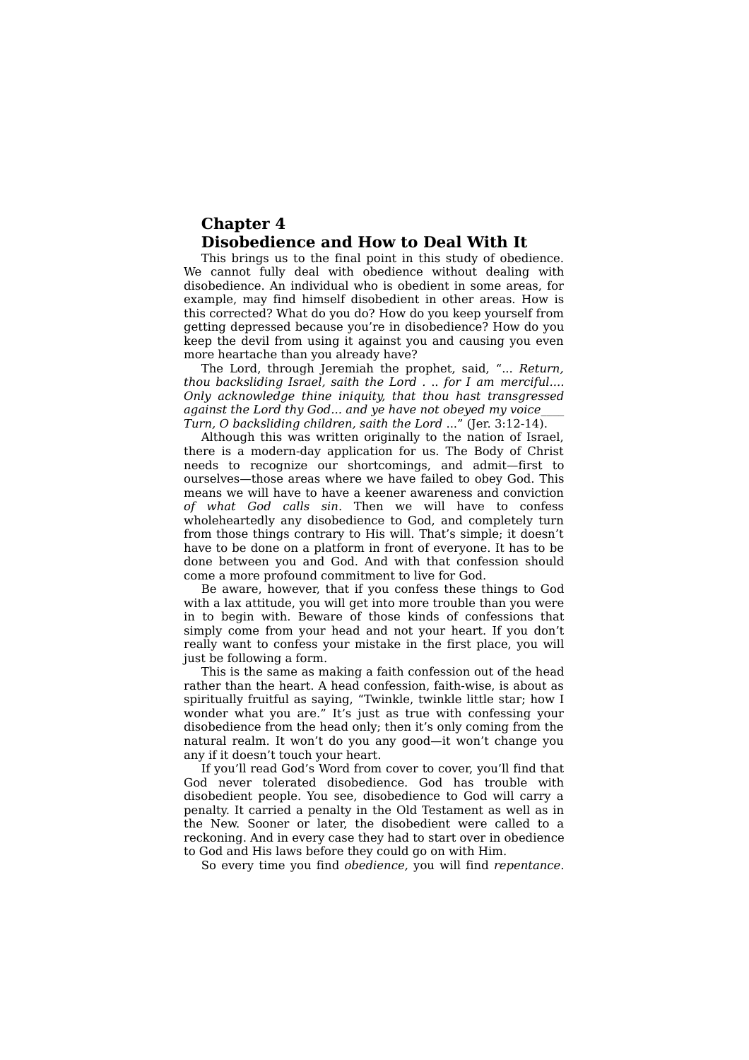# Chapter 4
# Disobedience and How to Deal With It

This brings us to the final point in this study of obedience. We cannot fully deal with obedience without dealing with disobedience. An individual who is obedient in some areas, for example, may find himself disobedient in other areas. How is this corrected? What do you do? How do you keep yourself from getting depressed because you're in disobedience? How do you keep the devil from using it against you and causing you even more heartache than you already have?

The Lord, through Jeremiah the prophet, said, "... *Return, thou backsliding Israel, saith the Lord . .. for I am merciful.... Only acknowledge thine iniquity, that thou hast transgressed against the Lord thy God... and ye have not obeyed my voice____ Turn, O backsliding children, saith the Lord* ..." (Jer. 3:12-14).

Although this was written originally to the nation of Israel, there is a modern-day application for us. The Body of Christ needs to recognize our shortcomings, and admit—first to ourselves—those areas where we have failed to obey God. This means we will have to have a keener awareness and conviction *of what God calls sin*. Then we will have to confess wholeheartedly any disobedience to God, and completely turn from those things contrary to His will. That's simple; it doesn't have to be done on a platform in front of everyone. It has to be done between you and God. And with that confession should come a more profound commitment to live for God.

Be aware, however, that if you confess these things to God with a lax attitude, you will get into more trouble than you were in to begin with. Beware of those kinds of confessions that simply come from your head and not your heart. If you don't really want to confess your mistake in the first place, you will just be following a form.

This is the same as making a faith confession out of the head rather than the heart. A head confession, faith-wise, is about as spiritually fruitful as saying, "Twinkle, twinkle little star; how I wonder what you are." It's just as true with confessing your disobedience from the head only; then it's only coming from the natural realm. It won't do you any good—it won't change you any if it doesn't touch your heart.

If you'll read God's Word from cover to cover, you'll find that God never tolerated disobedience. God has trouble with disobedient people. You see, disobedience to God will carry a penalty. It carried a penalty in the Old Testament as well as in the New. Sooner or later, the disobedient were called to a reckoning. And in every case they had to start over in obedience to God and His laws before they could go on with Him.

So every time you find *obedience,* you will find *repentance.*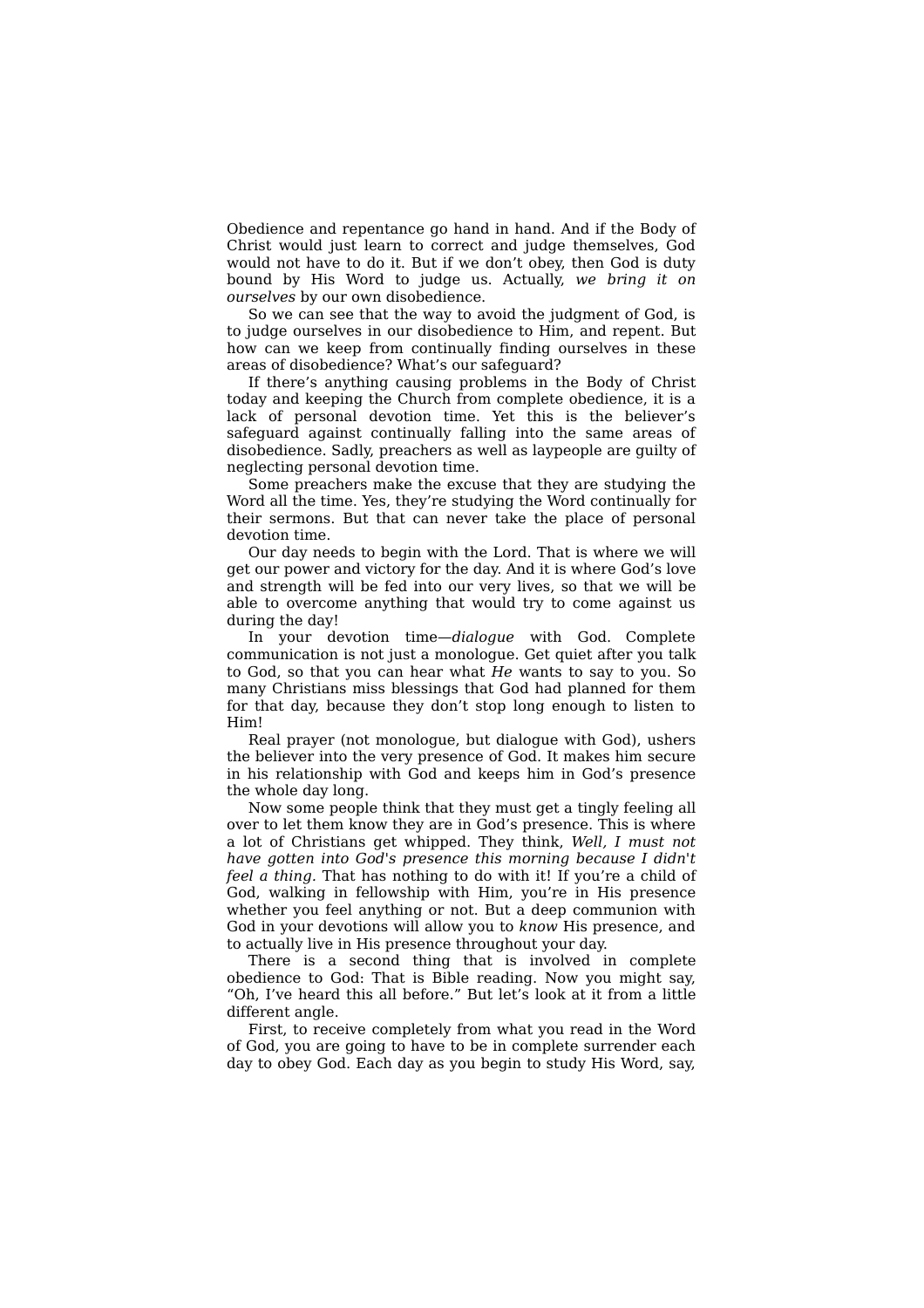Obedience and repentance go hand in hand. And if the Body of Christ would just learn to correct and judge themselves, God would not have to do it. But if we don't obey, then God is duty bound by His Word to judge us. Actually, *we bring it on ourselves* by our own disobedience.

So we can see that the way to avoid the judgment of God, is to judge ourselves in our disobedience to Him, and repent. But how can we keep from continually finding ourselves in these areas of disobedience? What's our safeguard?

If there's anything causing problems in the Body of Christ today and keeping the Church from complete obedience, it is a lack of personal devotion time. Yet this is the believer's safeguard against continually falling into the same areas of disobedience. Sadly, preachers as well as laypeople are guilty of neglecting personal devotion time.

Some preachers make the excuse that they are studying the Word all the time. Yes, they're studying the Word continually for their sermons. But that can never take the place of personal devotion time.

Our day needs to begin with the Lord. That is where we will get our power and victory for the day. And it is where God's love and strength will be fed into our very lives, so that we will be able to overcome anything that would try to come against us during the day!

In your devotion time—*dialogue* with God. Complete communication is not just a monologue. Get quiet after you talk to God, so that you can hear what *He* wants to say to you. So many Christians miss blessings that God had planned for them for that day, because they don't stop long enough to listen to Him!

Real prayer (not monologue, but dialogue with God), ushers the believer into the very presence of God. It makes him secure in his relationship with God and keeps him in God's presence the whole day long.

Now some people think that they must get a tingly feeling all over to let them know they are in God's presence. This is where a lot of Christians get whipped. They think, *Well, I must not have gotten into God's presence this morning because I didn't feel a thing.* That has nothing to do with it! If you're a child of God, walking in fellowship with Him, you're in His presence whether you feel anything or not. But a deep communion with God in your devotions will allow you to *know* His presence, and to actually live in His presence throughout your day.

There is a second thing that is involved in complete obedience to God: That is Bible reading. Now you might say, "Oh, I've heard this all before." But let's look at it from a little different angle.

First, to receive completely from what you read in the Word of God, you are going to have to be in complete surrender each day to obey God. Each day as you begin to study His Word, say,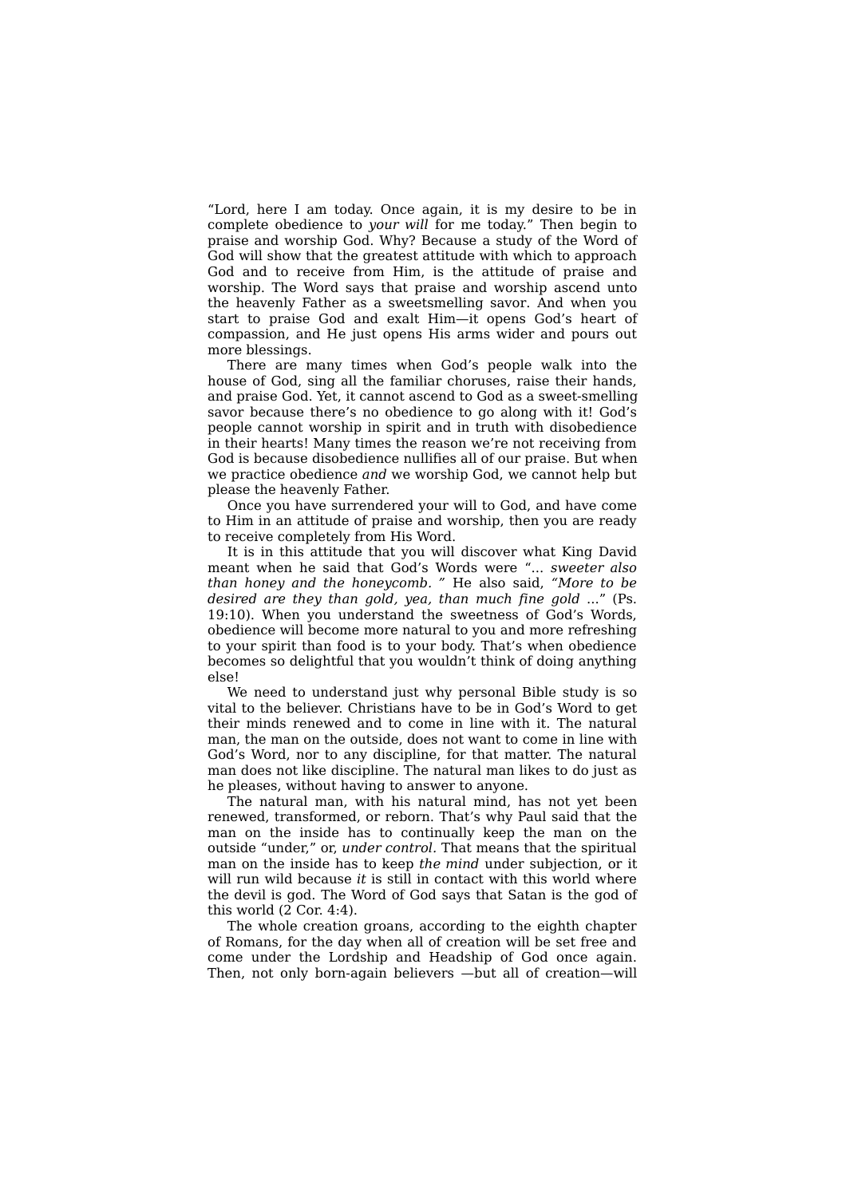"Lord, here I am today. Once again, it is my desire to be in complete obedience to *your will* for me today." Then begin to praise and worship God. Why? Because a study of the Word of God will show that the greatest attitude with which to approach God and to receive from Him, is the attitude of praise and worship. The Word says that praise and worship ascend unto the heavenly Father as a sweetsmelling savor. And when you start to praise God and exalt Him—it opens God's heart of compassion, and He just opens His arms wider and pours out more blessings.

There are many times when God's people walk into the house of God, sing all the familiar choruses, raise their hands, and praise God. Yet, it cannot ascend to God as a sweet-smelling savor because there's no obedience to go along with it! God's people cannot worship in spirit and in truth with disobedience in their hearts! Many times the reason we're not receiving from God is because disobedience nullifies all of our praise. But when we practice obedience *and* we worship God, we cannot help but please the heavenly Father.

Once you have surrendered your will to God, and have come to Him in an attitude of praise and worship, then you are ready to receive completely from His Word.

It is in this attitude that you will discover what King David meant when he said that God's Words were "... *sweeter also than honey and the honeycomb*. " He also said, *"More to be desired are they than gold, yea, than much fine gold ...*" (Ps. 19:10). When you understand the sweetness of God's Words, obedience will become more natural to you and more refreshing to your spirit than food is to your body. That's when obedience becomes so delightful that you wouldn't think of doing anything else!

We need to understand just why personal Bible study is so vital to the believer. Christians have to be in God's Word to get their minds renewed and to come in line with it. The natural man, the man on the outside, does not want to come in line with God's Word, nor to any discipline, for that matter. The natural man does not like discipline. The natural man likes to do just as he pleases, without having to answer to anyone.

The natural man, with his natural mind, has not yet been renewed, transformed, or reborn. That's why Paul said that the man on the inside has to continually keep the man on the outside "under," or, *under control*. That means that the spiritual man on the inside has to keep *the mind* under subjection, or it will run wild because *it* is still in contact with this world where the devil is god. The Word of God says that Satan is the god of this world (2 Cor. 4:4).

The whole creation groans, according to the eighth chapter of Romans, for the day when all of creation will be set free and come under the Lordship and Headship of God once again. Then, not only born-again believers —but all of creation—will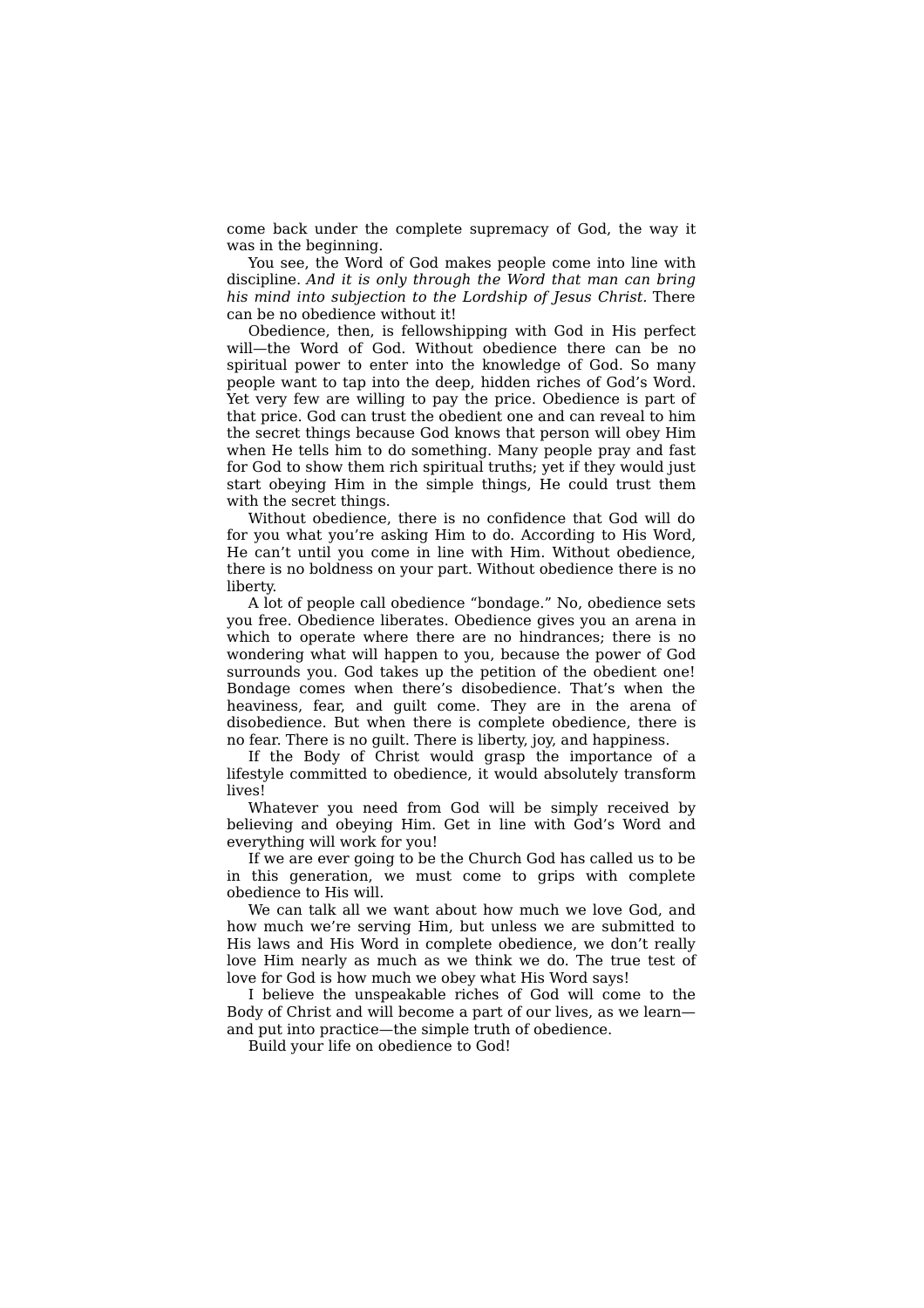come back under the complete supremacy of God, the way it was in the beginning.

You see, the Word of God makes people come into line with discipline. *And it is only through the Word that man can bring his mind into subjection to the Lordship of Jesus Christ.* There can be no obedience without it!

Obedience, then, is fellowshipping with God in His perfect will—the Word of God. Without obedience there can be no spiritual power to enter into the knowledge of God. So many people want to tap into the deep, hidden riches of God's Word. Yet very few are willing to pay the price. Obedience is part of that price. God can trust the obedient one and can reveal to him the secret things because God knows that person will obey Him when He tells him to do something. Many people pray and fast for God to show them rich spiritual truths; yet if they would just start obeying Him in the simple things, He could trust them with the secret things.

Without obedience, there is no confidence that God will do for you what you're asking Him to do. According to His Word, He can't until you come in line with Him. Without obedience, there is no boldness on your part. Without obedience there is no liberty.

A lot of people call obedience "bondage." No, obedience sets you free. Obedience liberates. Obedience gives you an arena in which to operate where there are no hindrances; there is no wondering what will happen to you, because the power of God surrounds you. God takes up the petition of the obedient one! Bondage comes when there's disobedience. That's when the heaviness, fear, and guilt come. They are in the arena of disobedience. But when there is complete obedience, there is no fear. There is no guilt. There is liberty, joy, and happiness.

If the Body of Christ would grasp the importance of a lifestyle committed to obedience, it would absolutely transform lives!

Whatever you need from God will be simply received by believing and obeying Him. Get in line with God's Word and everything will work for you!

If we are ever going to be the Church God has called us to be in this generation, we must come to grips with complete obedience to His will.

We can talk all we want about how much we love God, and how much we're serving Him, but unless we are submitted to His laws and His Word in complete obedience, we don't really love Him nearly as much as we think we do. The true test of love for God is how much we obey what His Word says!

I believe the unspeakable riches of God will come to the Body of Christ and will become a part of our lives, as we learn—and put into practice—the simple truth of obedience.

Build your life on obedience to God!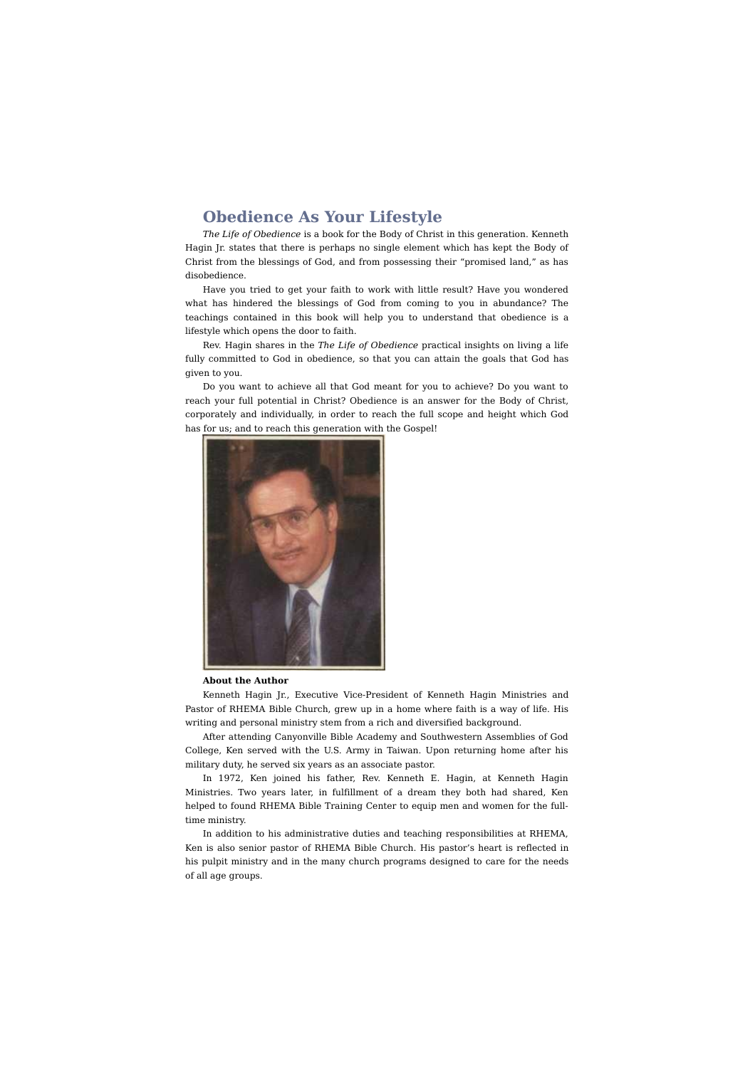## Obedience As Your Lifestyle

*The Life of Obedience* is a book for the Body of Christ in this generation. Kenneth Hagin Jr. states that there is perhaps no single element which has kept the Body of Christ from the blessings of God, and from possessing their "promised land," as has disobedience.

Have you tried to get your faith to work with little result? Have you wondered what has hindered the blessings of God from coming to you in abundance? The teachings contained in this book will help you to understand that obedience is a lifestyle which opens the door to faith.

Rev. Hagin shares in the *The Life of Obedience* practical insights on living a life fully committed to God in obedience, so that you can attain the goals that God has given to you.

Do you want to achieve all that God meant for you to achieve? Do you want to reach your full potential in Christ? Obedience is an answer for the Body of Christ, corporately and individually, in order to reach the full scope and height which God has for us; and to reach this generation with the Gospel!

**About the Author**

Kenneth Hagin Jr., Executive Vice-President of Kenneth Hagin Ministries and Pastor of RHEMA Bible Church, grew up in a home where faith is a way of life. His writing and personal ministry stem from a rich and diversified background.

After attending Canyonville Bible Academy and Southwestern Assemblies of God College, Ken served with the U.S. Army in Taiwan. Upon returning home after his military duty, he served six years as an associate pastor.

In 1972, Ken joined his father, Rev. Kenneth E. Hagin, at Kenneth Hagin Ministries. Two years later, in fulfillment of a dream they both had shared, Ken helped to found RHEMA Bible Training Center to equip men and women for the full-time ministry.

In addition to his administrative duties and teaching responsibilities at RHEMA, Ken is also senior pastor of RHEMA Bible Church. His pastor's heart is reflected in his pulpit ministry and in the many church programs designed to care for the needs of all age groups.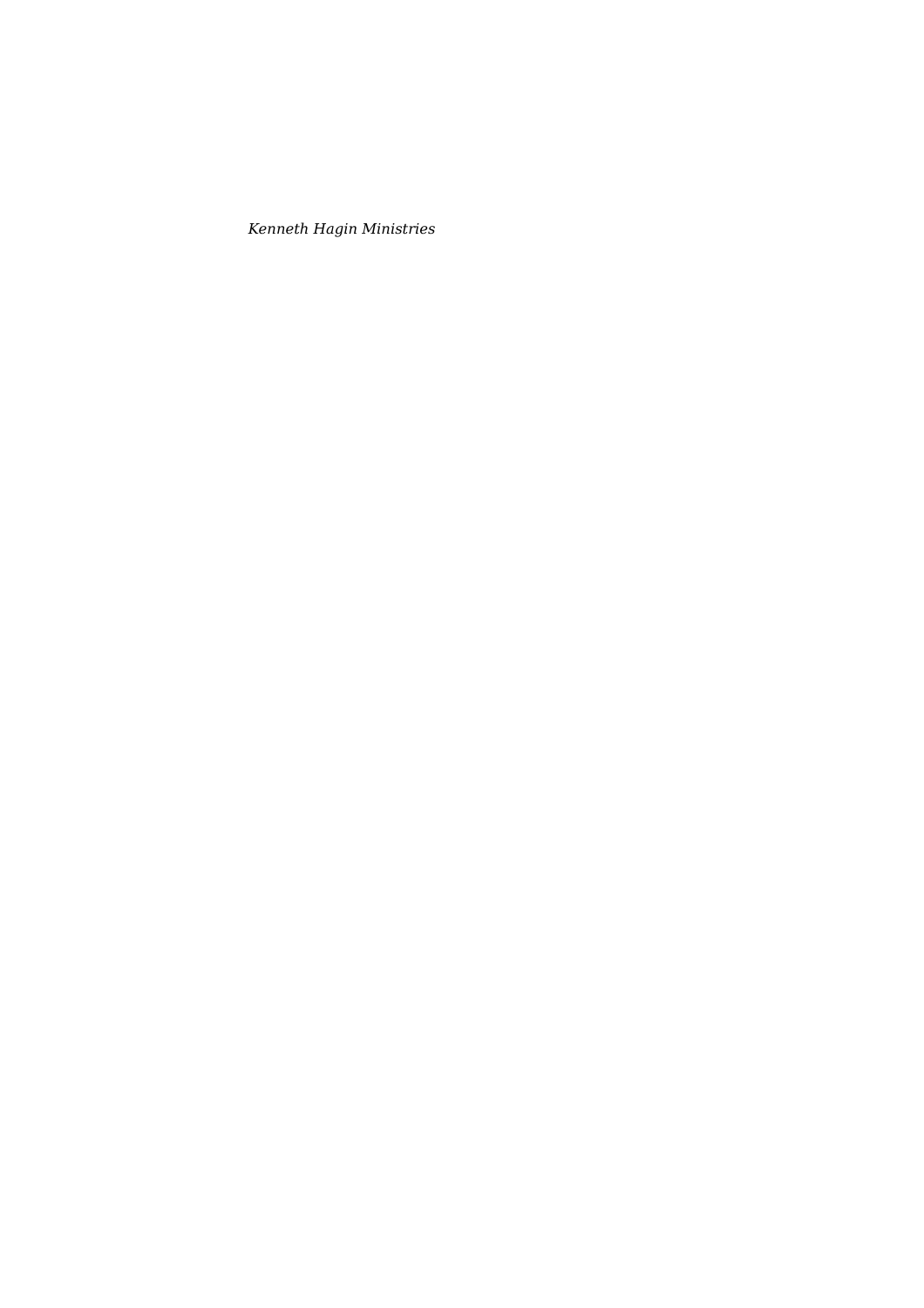*Kenneth Hagin Ministries*